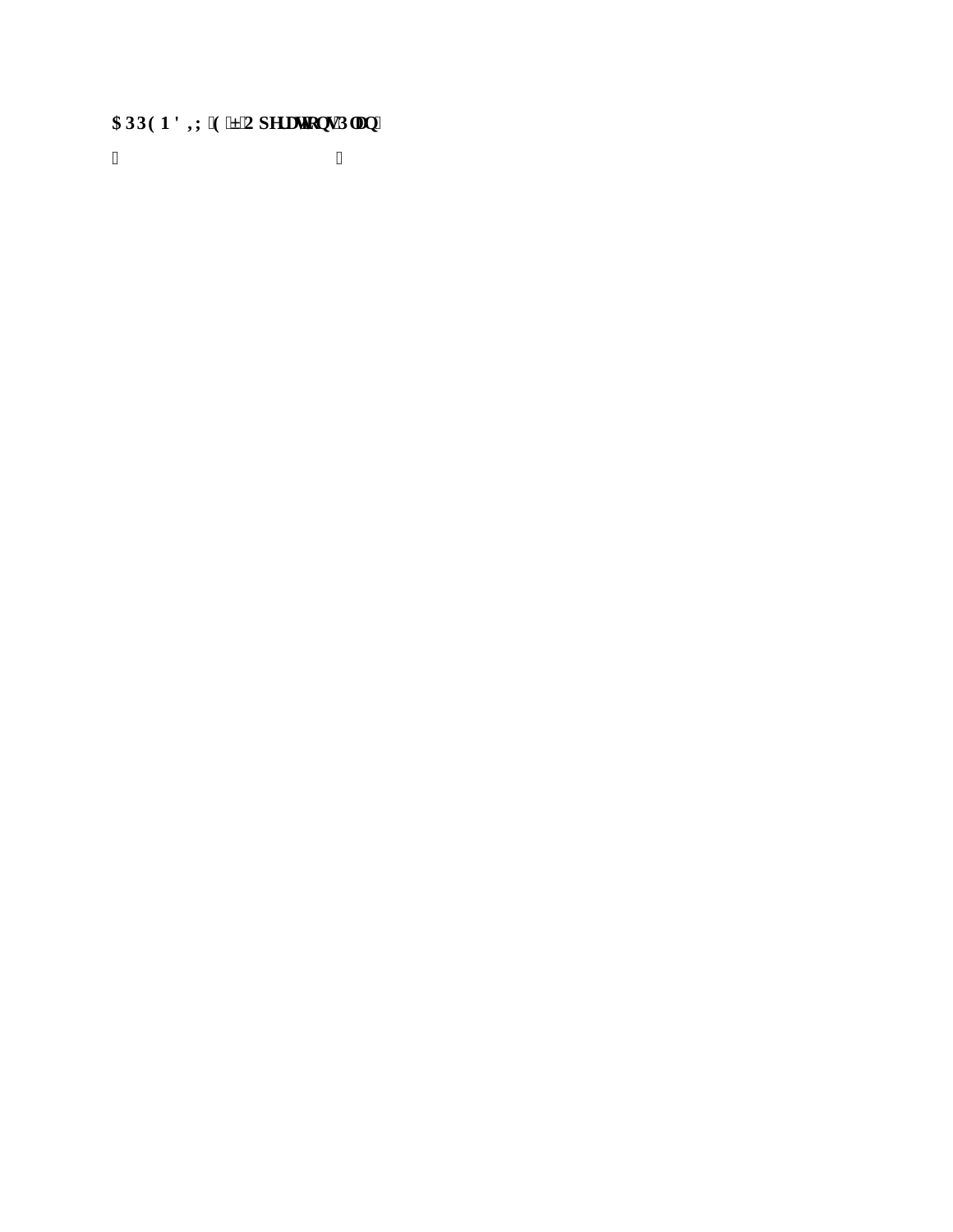**APPENDIX E – Operations Plan**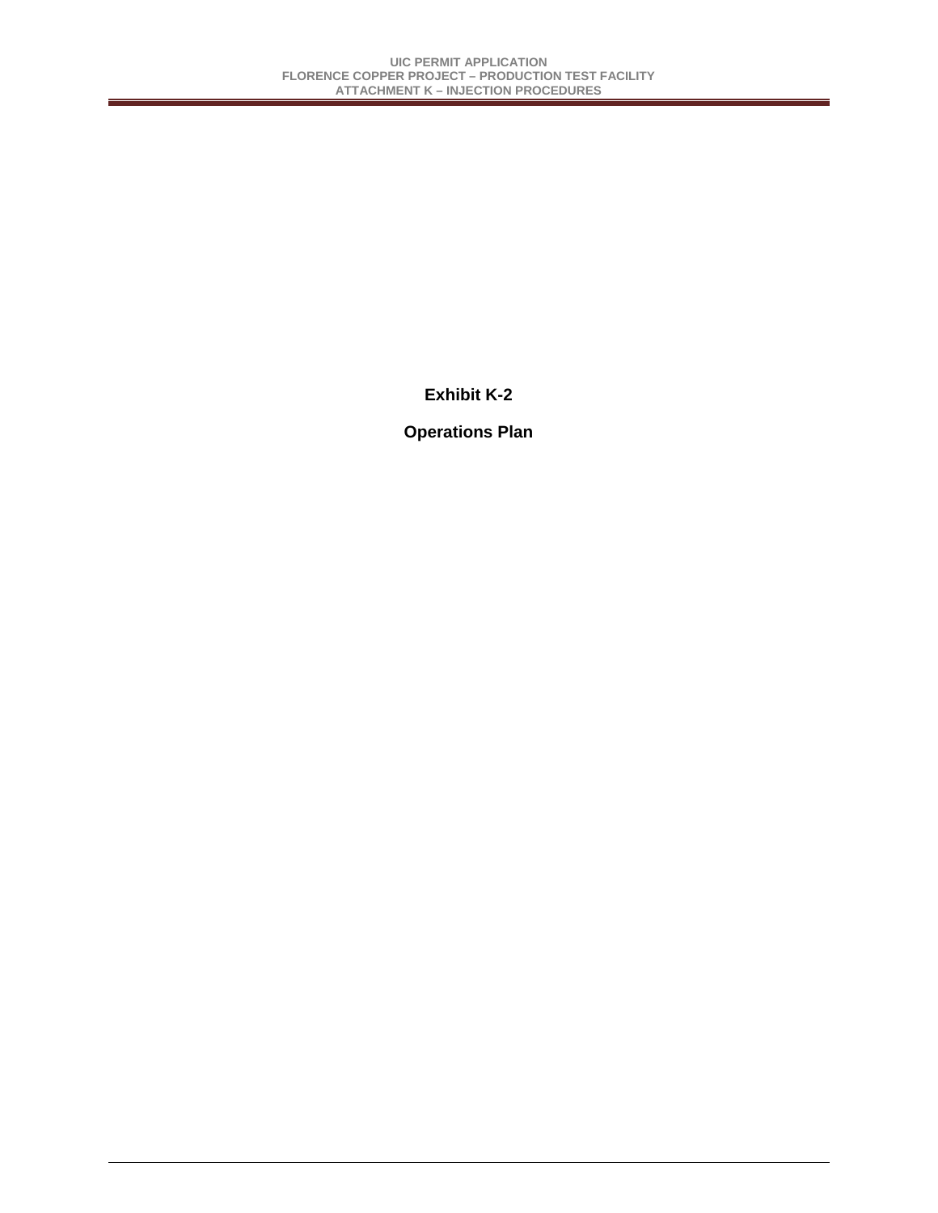**Exhibit K-2**

**Operations Plan**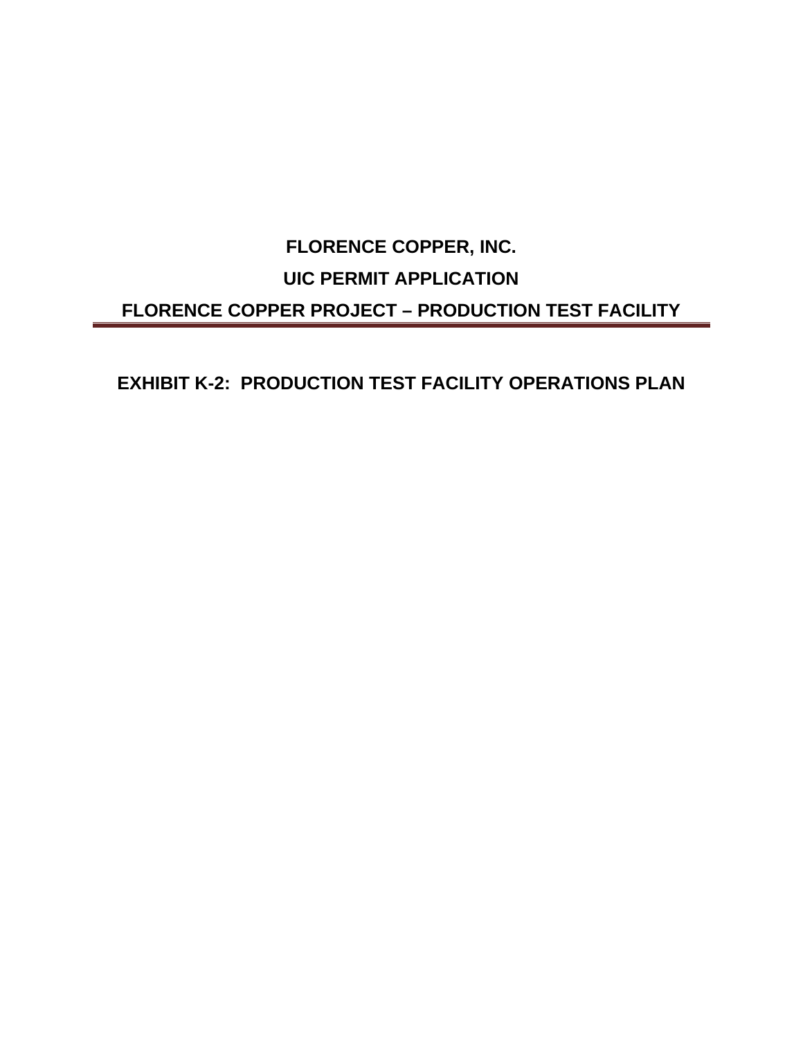**FLORENCE COPPER, INC.**

**UIC PERMIT APPLICATION**

**FLORENCE COPPER PROJECT – PRODUCTION TEST FACILITY**

---

# EXHIBIT K-2: PRODUCTION TEST FACILITY OPERATIONS PLAN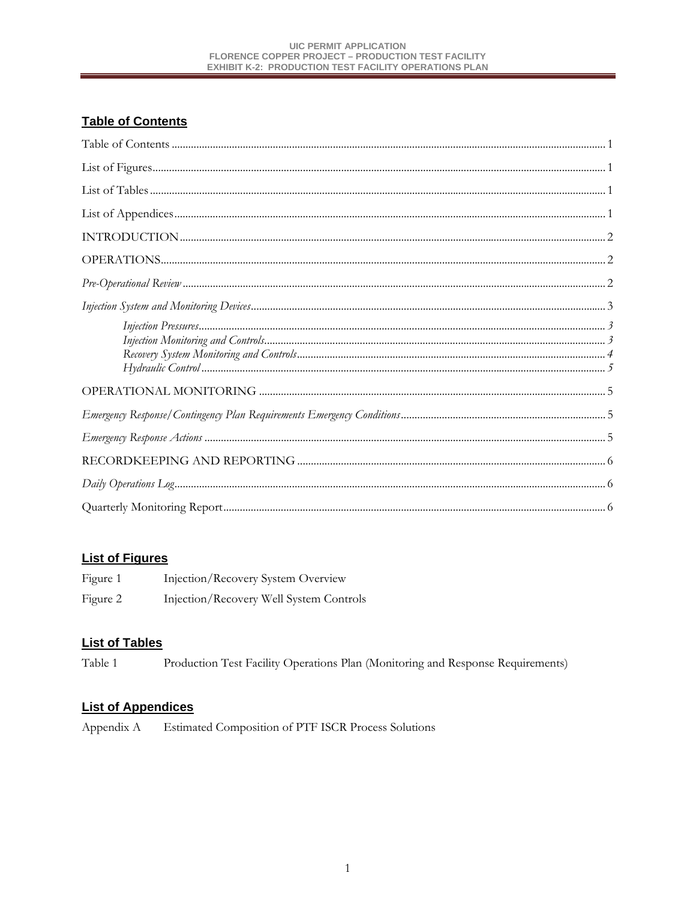## Table of Contents

Table of Contents ........................................................................................................................................ 1

List of Figures................................................................................................................................................ 1

List of Tables .................................................................................................................................................. 1

List of Appendices ......................................................................................................................................... 1

INTRODUCTION ......................................................................................................................................... 2

OPERATIONS ................................................................................................................................................ 2

*Pre-Operational Review* ............................................................................................................................... 2

*Injection System and Monitoring Devices* .................................................................................................. 3

- *Injection Pressures* ................................................................................................................................ 3
- *Injection Monitoring and Controls* ........................................................................................................ 3
- *Recovery System Monitoring and Controls* .......................................................................................... 4
- *Hydraulic Control* .................................................................................................................................. 5

OPERATIONAL MONITORING ................................................................................................................ 5

*Emergency Response/Contingency Plan Requirements Emergency Conditions* ..................................... 5

*Emergency Response Actions* ...................................................................................................................... 5

RECORDKEEPING AND REPORTING .................................................................................................... 6

*Daily Operations Log* .................................................................................................................................... 6

Quarterly Monitoring Report ........................................................................................................................ 6

## List of Figures

| | |
|---|---|
| Figure 1 | Injection/Recovery System Overview |
| Figure 2 | Injection/Recovery Well System Controls |

## List of Tables

| | |
|---|---|
| Table 1 | Production Test Facility Operations Plan (Monitoring and Response Requirements) |

## List of Appendices

| | |
|---|---|
| Appendix A | Estimated Composition of PTF ISCR Process Solutions |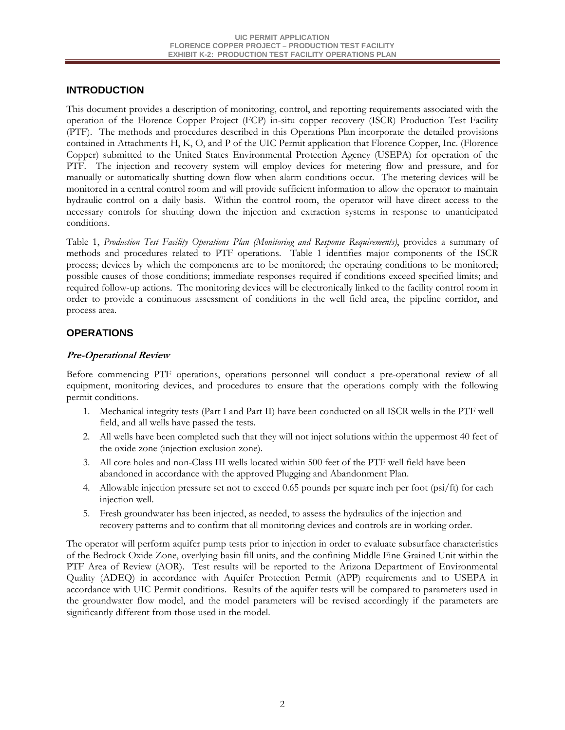## INTRODUCTION

This document provides a description of monitoring, control, and reporting requirements associated with the operation of the Florence Copper Project (FCP) in-situ copper recovery (ISCR) Production Test Facility (PTF). The methods and procedures described in this Operations Plan incorporate the detailed provisions contained in Attachments H, K, O, and P of the UIC Permit application that Florence Copper, Inc. (Florence Copper) submitted to the United States Environmental Protection Agency (USEPA) for operation of the PTF. The injection and recovery system will employ devices for metering flow and pressure, and for manually or automatically shutting down flow when alarm conditions occur. The metering devices will be monitored in a central control room and will provide sufficient information to allow the operator to maintain hydraulic control on a daily basis. Within the control room, the operator will have direct access to the necessary controls for shutting down the injection and extraction systems in response to unanticipated conditions.

Table 1, *Production Test Facility Operations Plan (Monitoring and Response Requirements)*, provides a summary of methods and procedures related to PTF operations. Table 1 identifies major components of the ISCR process; devices by which the components are to be monitored; the operating conditions to be monitored; possible causes of those conditions; immediate responses required if conditions exceed specified limits; and required follow-up actions. The monitoring devices will be electronically linked to the facility control room in order to provide a continuous assessment of conditions in the well field area, the pipeline corridor, and process area.

## OPERATIONS

### *Pre-Operational Review*

Before commencing PTF operations, operations personnel will conduct a pre-operational review of all equipment, monitoring devices, and procedures to ensure that the operations comply with the following permit conditions.

1. Mechanical integrity tests (Part I and Part II) have been conducted on all ISCR wells in the PTF well field, and all wells have passed the tests.
2. All wells have been completed such that they will not inject solutions within the uppermost 40 feet of the oxide zone (injection exclusion zone).
3. All core holes and non-Class III wells located within 500 feet of the PTF well field have been abandoned in accordance with the approved Plugging and Abandonment Plan.
4. Allowable injection pressure set not to exceed 0.65 pounds per square inch per foot (psi/ft) for each injection well.
5. Fresh groundwater has been injected, as needed, to assess the hydraulics of the injection and recovery patterns and to confirm that all monitoring devices and controls are in working order.

The operator will perform aquifer pump tests prior to injection in order to evaluate subsurface characteristics of the Bedrock Oxide Zone, overlying basin fill units, and the confining Middle Fine Grained Unit within the PTF Area of Review (AOR). Test results will be reported to the Arizona Department of Environmental Quality (ADEQ) in accordance with Aquifer Protection Permit (APP) requirements and to USEPA in accordance with UIC Permit conditions. Results of the aquifer tests will be compared to parameters used in the groundwater flow model, and the model parameters will be revised accordingly if the parameters are significantly different from those used in the model.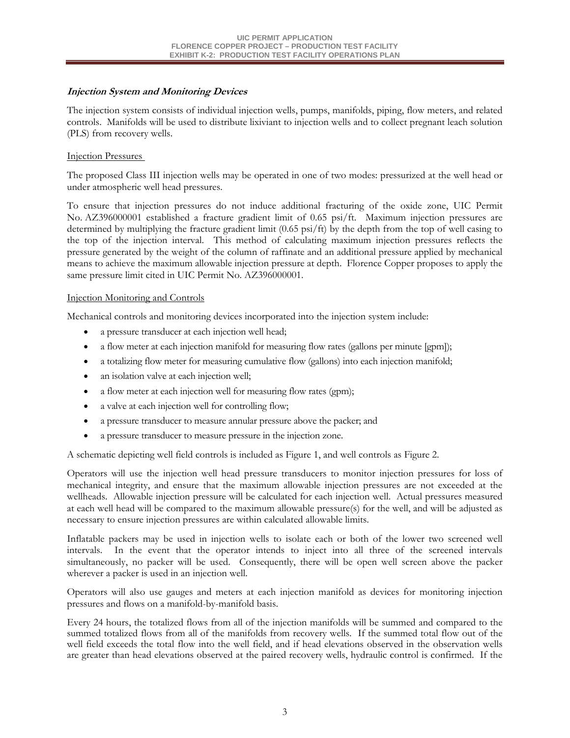### ***Injection System and Monitoring Devices***

The injection system consists of individual injection wells, pumps, manifolds, piping, flow meters, and related controls. Manifolds will be used to distribute lixiviant to injection wells and to collect pregnant leach solution (PLS) from recovery wells.

<u>Injection Pressures</u>

The proposed Class III injection wells may be operated in one of two modes: pressurized at the well head or under atmospheric well head pressures.

To ensure that injection pressures do not induce additional fracturing of the oxide zone, UIC Permit No. AZ396000001 established a fracture gradient limit of 0.65 psi/ft. Maximum injection pressures are determined by multiplying the fracture gradient limit (0.65 psi/ft) by the depth from the top of well casing to the top of the injection interval. This method of calculating maximum injection pressures reflects the pressure generated by the weight of the column of raffinate and an additional pressure applied by mechanical means to achieve the maximum allowable injection pressure at depth. Florence Copper proposes to apply the same pressure limit cited in UIC Permit No. AZ396000001.

<u>Injection Monitoring and Controls</u>

Mechanical controls and monitoring devices incorporated into the injection system include:

- a pressure transducer at each injection well head;
- a flow meter at each injection manifold for measuring flow rates (gallons per minute [gpm]);
- a totalizing flow meter for measuring cumulative flow (gallons) into each injection manifold;
- an isolation valve at each injection well;
- a flow meter at each injection well for measuring flow rates (gpm);
- a valve at each injection well for controlling flow;
- a pressure transducer to measure annular pressure above the packer; and
- a pressure transducer to measure pressure in the injection zone.

A schematic depicting well field controls is included as Figure 1, and well controls as Figure 2.

Operators will use the injection well head pressure transducers to monitor injection pressures for loss of mechanical integrity, and ensure that the maximum allowable injection pressures are not exceeded at the wellheads. Allowable injection pressure will be calculated for each injection well. Actual pressures measured at each well head will be compared to the maximum allowable pressure(s) for the well, and will be adjusted as necessary to ensure injection pressures are within calculated allowable limits.

Inflatable packers may be used in injection wells to isolate each or both of the lower two screened well intervals. In the event that the operator intends to inject into all three of the screened intervals simultaneously, no packer will be used. Consequently, there will be open well screen above the packer wherever a packer is used in an injection well.

Operators will also use gauges and meters at each injection manifold as devices for monitoring injection pressures and flows on a manifold-by-manifold basis.

Every 24 hours, the totalized flows from all of the injection manifolds will be summed and compared to the summed totalized flows from all of the manifolds from recovery wells. If the summed total flow out of the well field exceeds the total flow into the well field, and if head elevations observed in the observation wells are greater than head elevations observed at the paired recovery wells, hydraulic control is confirmed. If the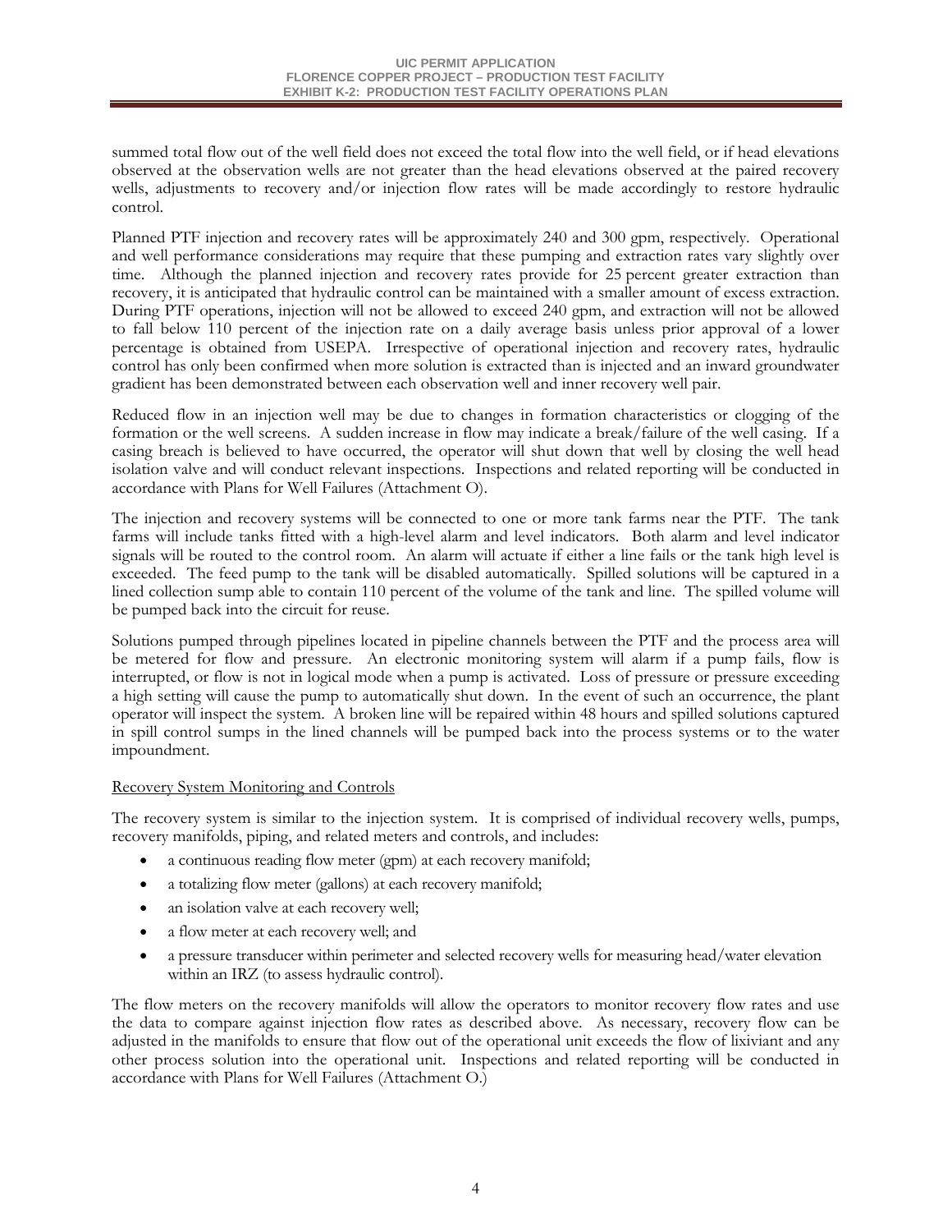summed total flow out of the well field does not exceed the total flow into the well field, or if head elevations observed at the observation wells are not greater than the head elevations observed at the paired recovery wells, adjustments to recovery and/or injection flow rates will be made accordingly to restore hydraulic control.

Planned PTF injection and recovery rates will be approximately 240 and 300 gpm, respectively. Operational and well performance considerations may require that these pumping and extraction rates vary slightly over time. Although the planned injection and recovery rates provide for 25 percent greater extraction than recovery, it is anticipated that hydraulic control can be maintained with a smaller amount of excess extraction. During PTF operations, injection will not be allowed to exceed 240 gpm, and extraction will not be allowed to fall below 110 percent of the injection rate on a daily average basis unless prior approval of a lower percentage is obtained from USEPA. Irrespective of operational injection and recovery rates, hydraulic control has only been confirmed when more solution is extracted than is injected and an inward groundwater gradient has been demonstrated between each observation well and inner recovery well pair.

Reduced flow in an injection well may be due to changes in formation characteristics or clogging of the formation or the well screens. A sudden increase in flow may indicate a break/failure of the well casing. If a casing breach is believed to have occurred, the operator will shut down that well by closing the well head isolation valve and will conduct relevant inspections. Inspections and related reporting will be conducted in accordance with Plans for Well Failures (Attachment O).

The injection and recovery systems will be connected to one or more tank farms near the PTF. The tank farms will include tanks fitted with a high-level alarm and level indicators. Both alarm and level indicator signals will be routed to the control room. An alarm will actuate if either a line fails or the tank high level is exceeded. The feed pump to the tank will be disabled automatically. Spilled solutions will be captured in a lined collection sump able to contain 110 percent of the volume of the tank and line. The spilled volume will be pumped back into the circuit for reuse.

Solutions pumped through pipelines located in pipeline channels between the PTF and the process area will be metered for flow and pressure. An electronic monitoring system will alarm if a pump fails, flow is interrupted, or flow is not in logical mode when a pump is activated. Loss of pressure or pressure exceeding a high setting will cause the pump to automatically shut down. In the event of such an occurrence, the plant operator will inspect the system. A broken line will be repaired within 48 hours and spilled solutions captured in spill control sumps in the lined channels will be pumped back into the process systems or to the water impoundment.

Recovery System Monitoring and Controls

The recovery system is similar to the injection system. It is comprised of individual recovery wells, pumps, recovery manifolds, piping, and related meters and controls, and includes:

- a continuous reading flow meter (gpm) at each recovery manifold;
- a totalizing flow meter (gallons) at each recovery manifold;
- an isolation valve at each recovery well;
- a flow meter at each recovery well; and
- a pressure transducer within perimeter and selected recovery wells for measuring head/water elevation within an IRZ (to assess hydraulic control).

The flow meters on the recovery manifolds will allow the operators to monitor recovery flow rates and use the data to compare against injection flow rates as described above. As necessary, recovery flow can be adjusted in the manifolds to ensure that flow out of the operational unit exceeds the flow of lixiviant and any other process solution into the operational unit. Inspections and related reporting will be conducted in accordance with Plans for Well Failures (Attachment O.)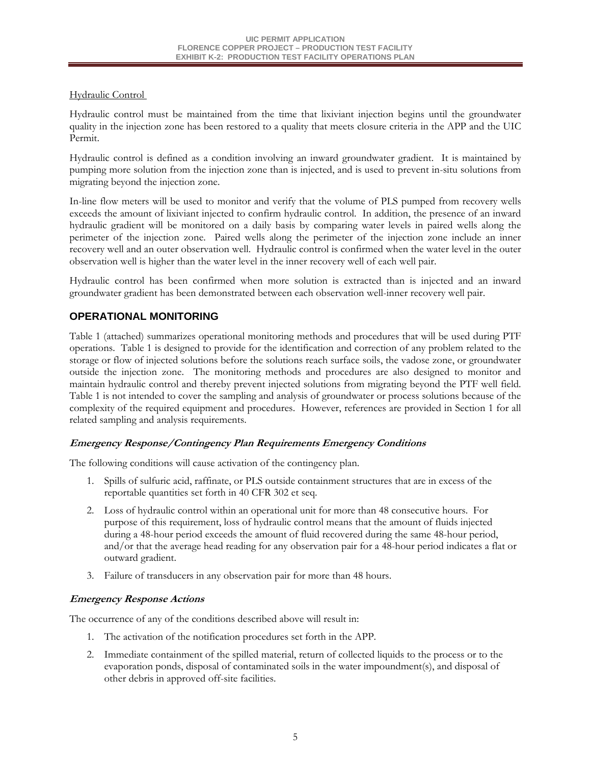Hydraulic Control

Hydraulic control must be maintained from the time that lixiviant injection begins until the groundwater quality in the injection zone has been restored to a quality that meets closure criteria in the APP and the UIC Permit.

Hydraulic control is defined as a condition involving an inward groundwater gradient. It is maintained by pumping more solution from the injection zone than is injected, and is used to prevent in-situ solutions from migrating beyond the injection zone.

In-line flow meters will be used to monitor and verify that the volume of PLS pumped from recovery wells exceeds the amount of lixiviant injected to confirm hydraulic control. In addition, the presence of an inward hydraulic gradient will be monitored on a daily basis by comparing water levels in paired wells along the perimeter of the injection zone. Paired wells along the perimeter of the injection zone include an inner recovery well and an outer observation well. Hydraulic control is confirmed when the water level in the outer observation well is higher than the water level in the inner recovery well of each well pair.

Hydraulic control has been confirmed when more solution is extracted than is injected and an inward groundwater gradient has been demonstrated between each observation well-inner recovery well pair.

## OPERATIONAL MONITORING

Table 1 (attached) summarizes operational monitoring methods and procedures that will be used during PTF operations. Table 1 is designed to provide for the identification and correction of any problem related to the storage or flow of injected solutions before the solutions reach surface soils, the vadose zone, or groundwater outside the injection zone. The monitoring methods and procedures are also designed to monitor and maintain hydraulic control and thereby prevent injected solutions from migrating beyond the PTF well field. Table 1 is not intended to cover the sampling and analysis of groundwater or process solutions because of the complexity of the required equipment and procedures. However, references are provided in Section 1 for all related sampling and analysis requirements.

### *Emergency Response/Contingency Plan Requirements Emergency Conditions*

The following conditions will cause activation of the contingency plan.

1. Spills of sulfuric acid, raffinate, or PLS outside containment structures that are in excess of the reportable quantities set forth in 40 CFR 302 et seq.
2. Loss of hydraulic control within an operational unit for more than 48 consecutive hours. For purpose of this requirement, loss of hydraulic control means that the amount of fluids injected during a 48-hour period exceeds the amount of fluid recovered during the same 48-hour period, and/or that the average head reading for any observation pair for a 48-hour period indicates a flat or outward gradient.
3. Failure of transducers in any observation pair for more than 48 hours.

### *Emergency Response Actions*

The occurrence of any of the conditions described above will result in:

1. The activation of the notification procedures set forth in the APP.
2. Immediate containment of the spilled material, return of collected liquids to the process or to the evaporation ponds, disposal of contaminated soils in the water impoundment(s), and disposal of other debris in approved off-site facilities.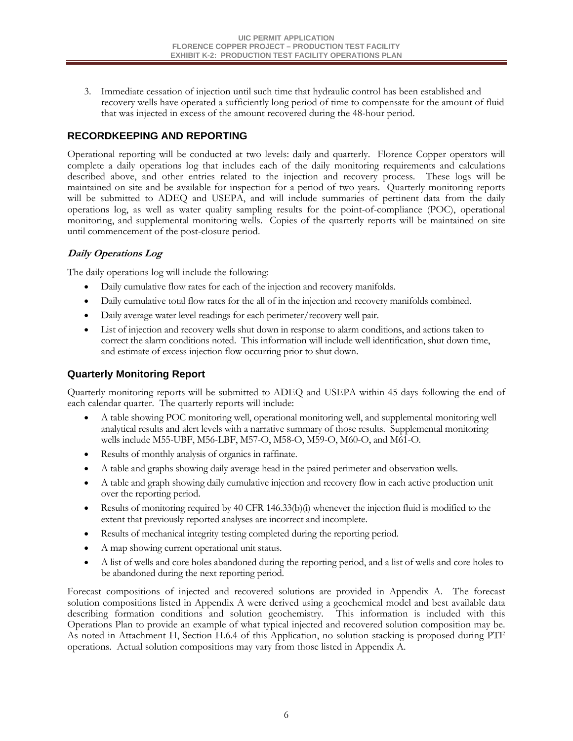3. Immediate cessation of injection until such time that hydraulic control has been established and recovery wells have operated a sufficiently long period of time to compensate for the amount of fluid that was injected in excess of the amount recovered during the 48-hour period.

## RECORDKEEPING AND REPORTING

Operational reporting will be conducted at two levels: daily and quarterly. Florence Copper operators will complete a daily operations log that includes each of the daily monitoring requirements and calculations described above, and other entries related to the injection and recovery process. These logs will be maintained on site and be available for inspection for a period of two years. Quarterly monitoring reports will be submitted to ADEQ and USEPA, and will include summaries of pertinent data from the daily operations log, as well as water quality sampling results for the point-of-compliance (POC), operational monitoring, and supplemental monitoring wells. Copies of the quarterly reports will be maintained on site until commencement of the post-closure period.

### *Daily Operations Log*

The daily operations log will include the following:

- Daily cumulative flow rates for each of the injection and recovery manifolds.
- Daily cumulative total flow rates for the all of in the injection and recovery manifolds combined.
- Daily average water level readings for each perimeter/recovery well pair.
- List of injection and recovery wells shut down in response to alarm conditions, and actions taken to correct the alarm conditions noted. This information will include well identification, shut down time, and estimate of excess injection flow occurring prior to shut down.

## Quarterly Monitoring Report

Quarterly monitoring reports will be submitted to ADEQ and USEPA within 45 days following the end of each calendar quarter. The quarterly reports will include:

- A table showing POC monitoring well, operational monitoring well, and supplemental monitoring well analytical results and alert levels with a narrative summary of those results. Supplemental monitoring wells include M55-UBF, M56-LBF, M57-O, M58-O, M59-O, M60-O, and M61-O.
- Results of monthly analysis of organics in raffinate.
- A table and graphs showing daily average head in the paired perimeter and observation wells.
- A table and graph showing daily cumulative injection and recovery flow in each active production unit over the reporting period.
- Results of monitoring required by 40 CFR 146.33(b)(i) whenever the injection fluid is modified to the extent that previously reported analyses are incorrect and incomplete.
- Results of mechanical integrity testing completed during the reporting period.
- A map showing current operational unit status.
- A list of wells and core holes abandoned during the reporting period, and a list of wells and core holes to be abandoned during the next reporting period.

Forecast compositions of injected and recovered solutions are provided in Appendix A. The forecast solution compositions listed in Appendix A were derived using a geochemical model and best available data describing formation conditions and solution geochemistry. This information is included with this Operations Plan to provide an example of what typical injected and recovered solution composition may be. As noted in Attachment H, Section H.6.4 of this Application, no solution stacking is proposed during PTF operations. Actual solution compositions may vary from those listed in Appendix A.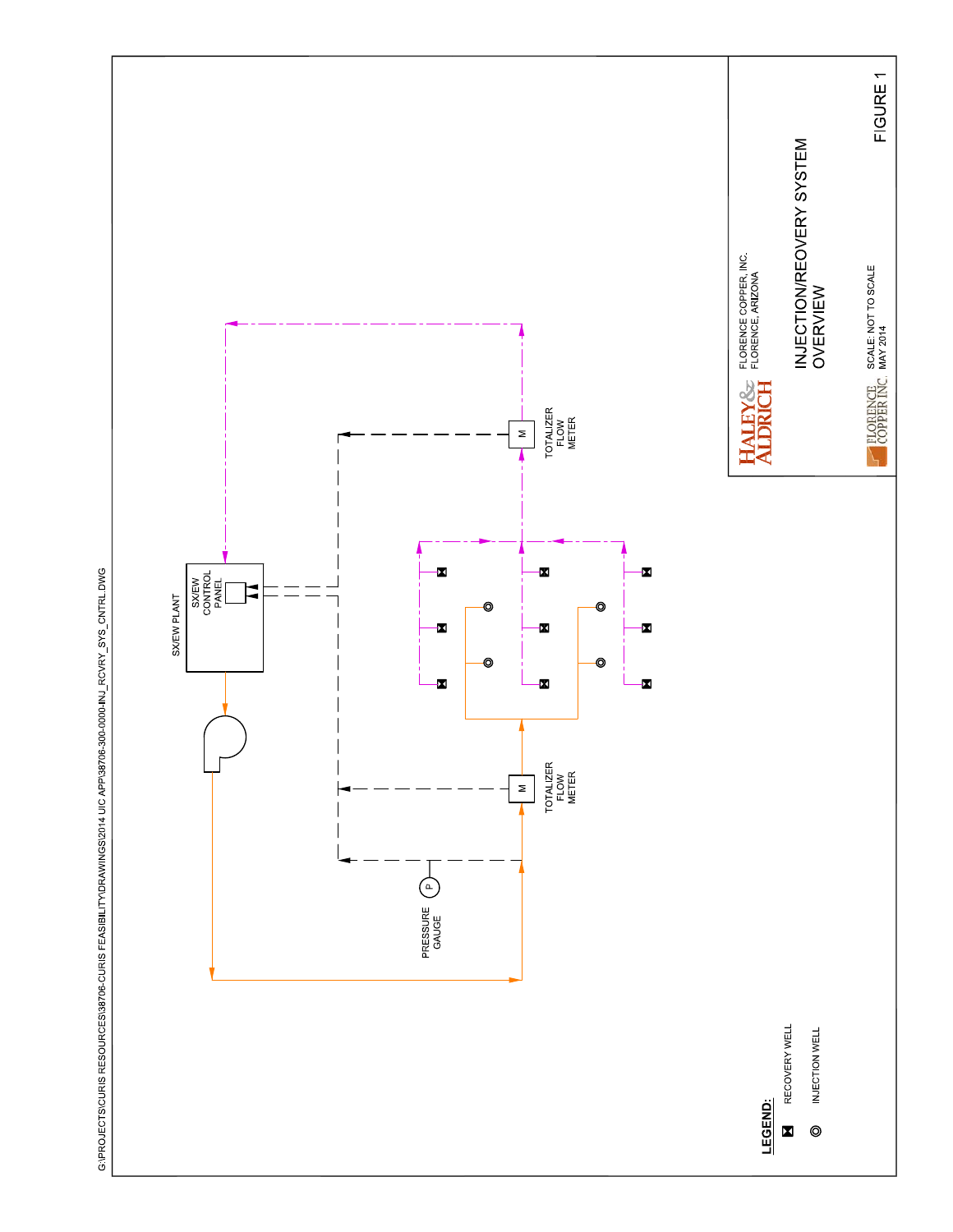G:\PROJECTS\CURIS RESOURCES\38706-CURIS FEASIBILITY\DRAWINGS\2014 UIC APP\38706-300-0000-INJ_RCVRY_SYS_CNTRL.DWG

SX/EW PLANT

SX/EW CONTROL PANEL

PRESSURE GAUGE

TOTALIZER FLOW METER

TOTALIZER FLOW METER

**LEGEND:**

- RECOVERY WELL
- INJECTION WELL

HALEY & ALDRICH

FLORENCE COPPER, INC.
FLORENCE, ARIZONA

INJECTION/REOVERY SYSTEM OVERVIEW

FLORENCE COPPER INC.

SCALE: NOT TO SCALE
MAY 2014

FIGURE 1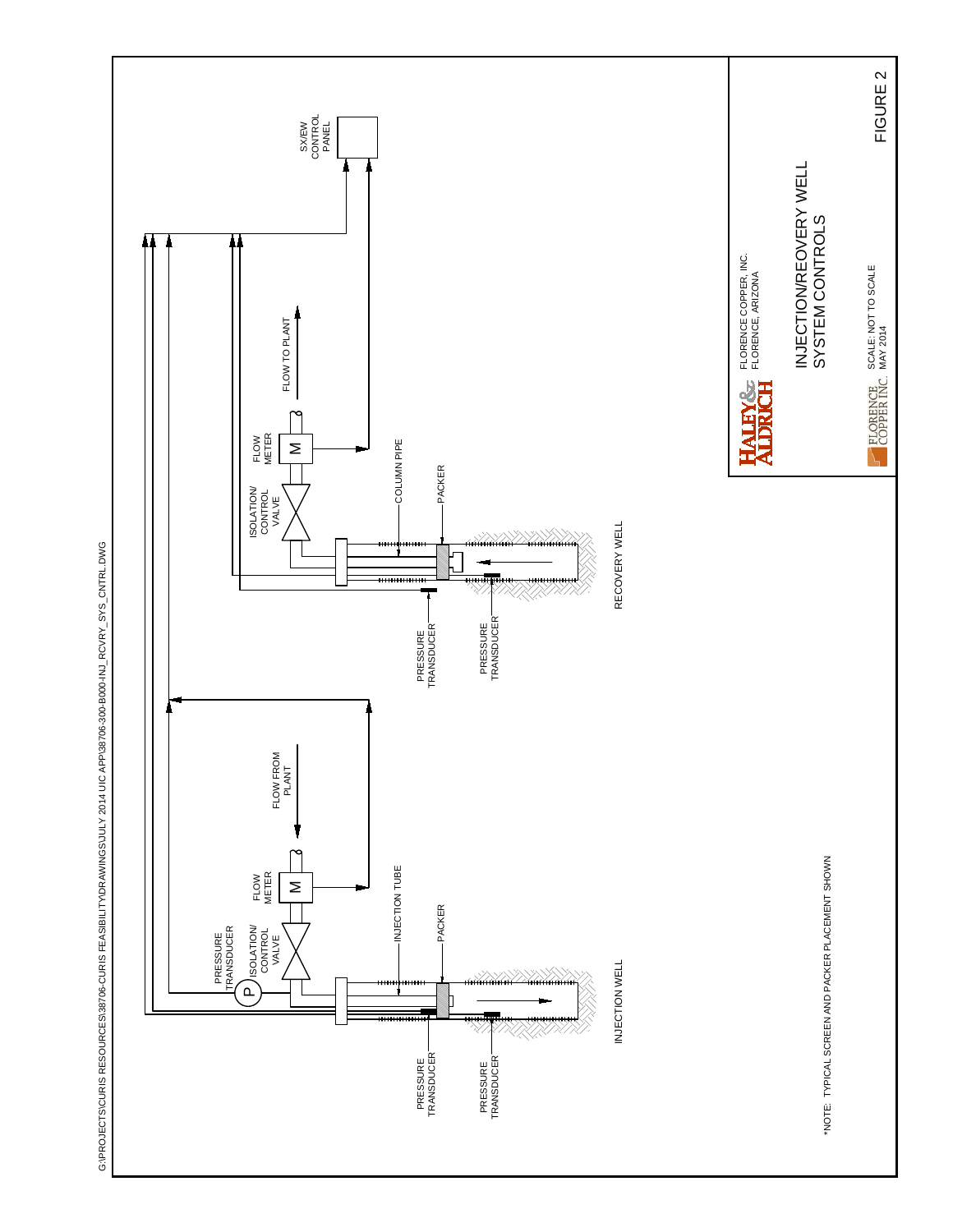G:\PROJECTS\CURIS RESOURCES\38706-CURIS FEASIBILITY\DRAWINGS\JULY 2014 UIC APP\38706-300-B000-INJ_RCVRY_SYS_CNTRL.DWG

SX/EW CONTROL PANEL

FLOW TO PLANT

FLOW FROM PLANT

PRESSURE TRANSDUCER

ISOLATION/ CONTROL VALVE

FLOW METER

INJECTION TUBE

COLUMN PIPE

PACKER

PRESSURE TRANSDUCER

PRESSURE TRANSDUCER

INJECTION WELL

RECOVERY WELL

*NOTE: TYPICAL SCREEN AND PACKER PLACEMENT SHOWN

HALEY & ALDRICH

FLORENCE COPPER, INC.
FLORENCE, ARIZONA

# INJECTION/REOVERY WELL SYSTEM CONTROLS

FLORENCE COPPER INC.

SCALE: NOT TO SCALE
MAY 2014

FIGURE 2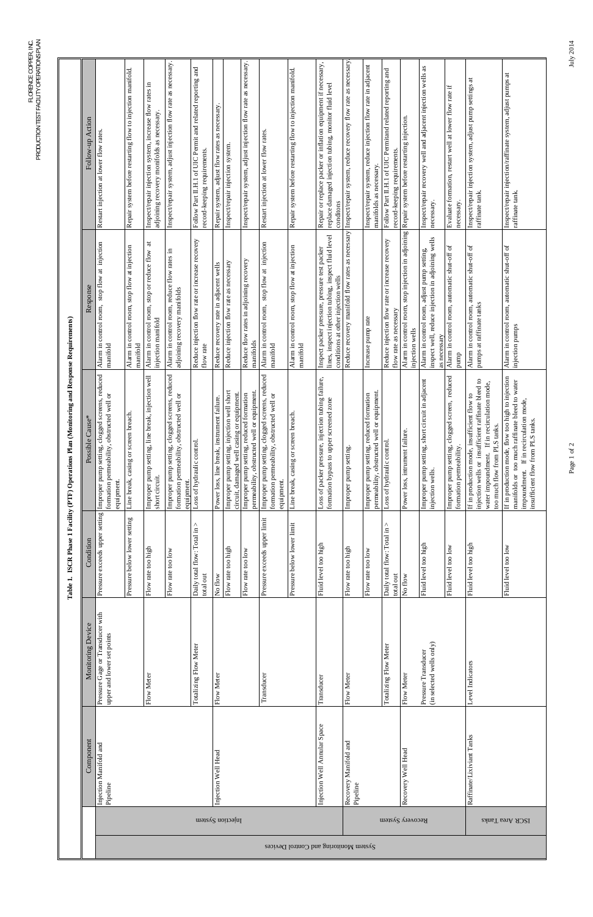**Table 1. ISCR Phase 1 Facility (PTF) Operations Plan (Monitoring and Response Requirements)**

| | | Component | Monitoring Device | Condition | Possible Cause* | Response | Follow-up Action |
|---|---|---|---|---|---|---|---|
| System Monitoring and Control Devices | Injection System | Injection Manifold and Pipeline | Pressure Gage or Transducer with upper and lower set points | Pressure exceeds upper setting | Improper pump setting, clogged screens, reduced formation permeability, obstructed well or equipment. | Alarm in control room, stop flow at injection manifold | Restart injection at lower flow rates. |
| | | | | Pressure below lower setting | Line break, casing or screen breach. | Alarm in control room, stop flow at injection manifold | Repair system before restarting flow to injection manifold. |
| | | | Flow Meter | Flow rate too high | Improper pump setting, line break, injection well short circuit. | Alarm in control room, stop or reduce flow at injection manifold | Inspect/repair injection system, increase flow rates in adjoining recovery monifolds as necessary. |
| | | | | Flow rate too low | Improper pump setting, clogged screens, reduced formation permeability, obstructed well or equipment. | Alarm in control room, reduce flow rates in adjoining recovery manifolds | Inspect/repair system, adjust injection flow rate as necessary. |
| | | | Totalizing Flow Meter | Daily total flow: Total in > total out | Loss of hydraulic control. | Reduce injection flow rate or increase recovery flow rate | Follow Part II.H.1 of UIC Permit and related reporting and record-keeping requirements. |
| | | Injection Well Head | Flow Meter | No flow | Power loss, line break, instrument failure. | Reduce recovery rate in adjacent wells | Repair system, adjust flow rates as necessary. |
| | | | | Flow rate too high | Improper pump setting, injection well short circuit, damaged well casing or equipment. | Reduce injection flow rate as necessary | Inspect/repair injection system. |
| | | | | Flow rate too low | Improper pump setting, reduced formation permeability, obstructed well or equipment. | Reduce flow rates in adjoining recovery manifolds | Inspect/repair system, adjust injection flow rate as necessary. |
| | | | Transducer | Pressure exceeds upper limit | Improper pump setting, clogged screens, reduced formation permeability, obstructed well or equipment. | Alarm in control room, stop flow at injection manifold | Restart injection at lower flow rates. |
| | | | | Pressure below lower limit | Line break, casing or screen breach. | Alarm in control room, stop flow at injection manifold | Repair system before restarting flow to injection manifold. |
| | | Injection Well Annular Space | Transducer | Fluid level too high | Loss of packer pressure, injection tubing failure, formation bypass to upper screened zone | Inspect packer pressure, pressure test packer lines, inspect injection tubing, inspect fluid level conditions at other injection wells | Repair or replace packer or inflation equipment if necessary, replace damaged injection tubing, monitor fluid level conditons |
| | Recovery System | Recovery Manifold and Pipeline | Flow Meter | Flow rate too high | Improper pump setting. | Reduce recovery manifold flow rates as necessary | Inspect/repair system, reduce recovery flow rate as necessary |
| | | | | Flow rate too low | Improper pump setting, reduced formation permeability, obstructed well or equipment. | Increase pump rate | Inspect/repair system, reduce injection flow rate in adjacent manifolds as necessary. |
| | | | Totalizing Flow Meter | Daily total flow: Total in > total out | Loss of hydraulic control. | Reduce injection flow rate or increase recovery flow rate as necessary | Follow Part II.H.1 of UIC Permitand related reporting and record-keeping requirements. |
| | | Recovery Well Head | Flow Meter | No flow | Power loss, instrument failure. | Alarm in control room, stop injection in adjoining injection wells | Repair system before restarting injection. |
| | | | Pressure Transducer (in selected wells only) | Fluid level too high | Improper pump setting, short circuit in adjacent injection wells. | Alarm in control room, adjust pump setting, inspect well, reduce injection in adjoining wells as necessary | Inspect/repair recovery well and adjacent injection wells as necessary. |
| | | | | Fluid level too low | Improper pump setting, clogged screen, reduced formation permeability. | Alarm in control room, automatic shut-off of pump | Evaluate formation, restart well at lower flow rate if necessary. |
| | ISCR Area Tanks | Raffinate/Lixiviant Tanks | Level Indicators | Fluid level too high | If in production mode, insufficient flow to injection wells or insufficient raffinate bleed to water impoundment. If in recirculation mode, too much flow from PLS tanks. | Alarm in control room, automatic shut-off of pumps at raffinate tanks | Inspect/repair injection system, adjust pump settings at raffinate tank. |
| | | | | Fluid level too low | If in production mode, flow too high to injection manifolds or too much raffinate bleed to water impoundment. If in recirculation mode, insufficient flow from PLS tanks. | Alarm in control room, automatic shut-off of injection pumps | Inspect/repair injection/raffinate system, adjust pumps at raffinate tank. |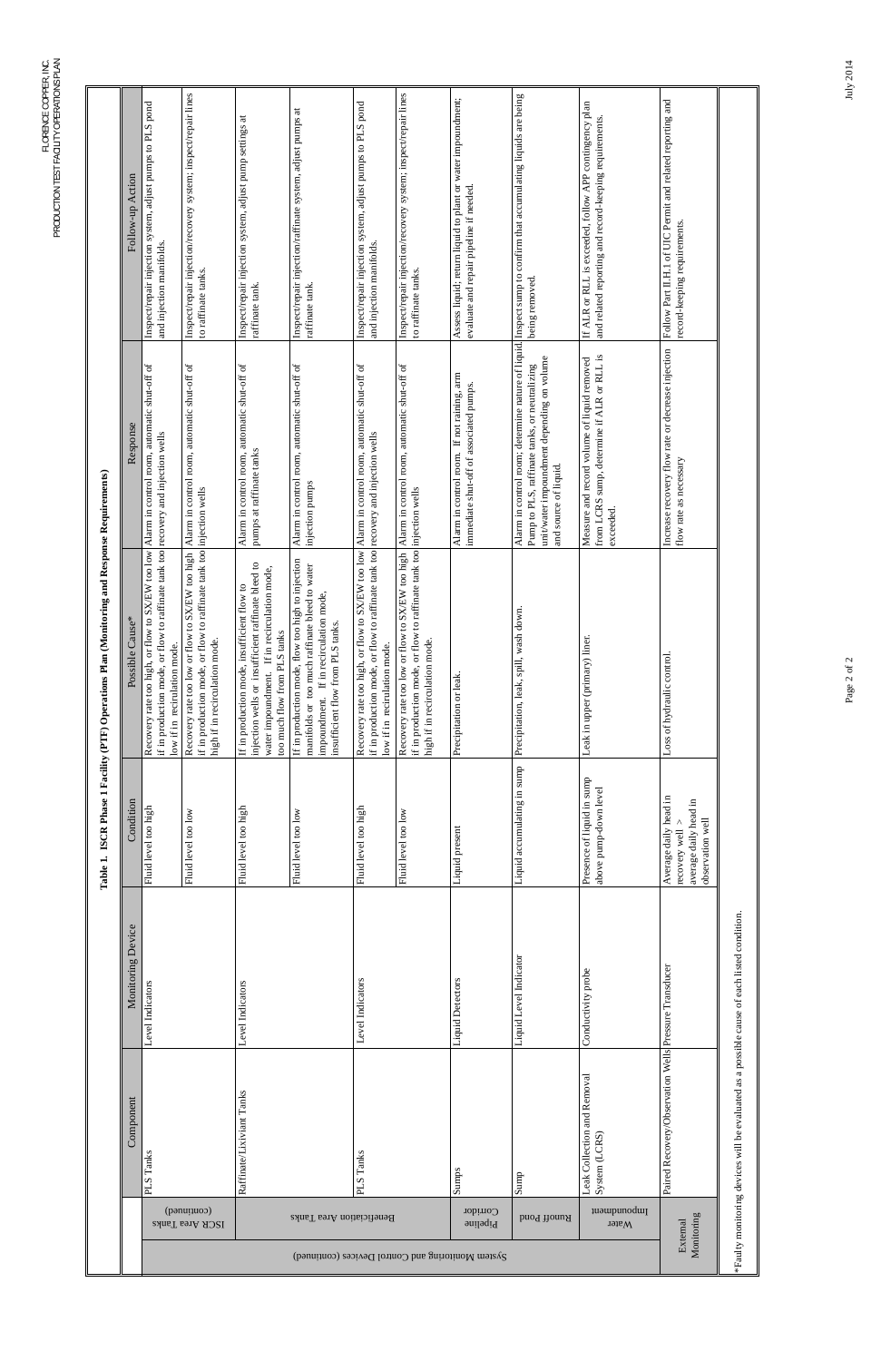**Table 1. ISCR Phase 1 Facility (PTF) Operations Plan (Monitoring and Response Requirements)**

| | | Component | Monitoring Device | Condition | Possible Cause* | Response | Follow-up Action |
|---|---|---|---|---|---|---|---|
| System Monitoring and Control Devices (continued) | ISCR Area Tanks (continued) | PLS Tanks | Level Indicators | Fluid level too high | Recovery rate too high, or flow to SX/EW too low if in production mode, or flow to raffinate tank too low if in recirculation mode. | Alarm in control room, automatic shut-off of recovery and injection wells | Inspect/repair injection system, adjust pumps to PLS pond and injection manifolds. |
| | | | | Fluid level too low | Recovery rate too low or flow to SX/EW too high if in production mode, or flow to raffinate tank too high if in recirculation mode. | Alarm in control room, automatic shut-off of injection wells | Inspect/repair injection/recovery system; inspect/repair lines to raffinate tanks. |
| | Beneficiation Area Tanks | Raffinate/Lixiviant Tanks | Level Indicators | Fluid level too high | If in production mode, insufficient flow to injection wells or insufficient raffinate bleed to water impoundment. If in recirculation mode, too much flow from PLS tanks | Alarm in control room, automatic shut-off of pumps at raffinate tanks | Inspect/repair injection system, adjust pump settings at raffinate tank. |
| | | | | Fluid level too low | If in production mode, flow too high to injection manifolds or too much raffinate bleed to water impoundment. If in recirculation mode, insufficient flow from PLS tanks. | Alarm in control room, automatic shut-off of injection pumps | Inspect/repair injection/raffinate system, adjust pumps at raffinate tank. |
| | | PLS Tanks | Level Indicators | Fluid level too high | Recovery rate too high, or flow to SX/EW too low if in production mode, or flow to raffinate tank too low if in recirculation mode. | Alarm in control room, automatic shut-off of recovery and injection wells | Inspect/repair injection system, adjust pumps to PLS pond and injection manifolds. |
| | | | | Fluid level too low | Recovery rate too low or flow to SX/EW too high if in production mode, or flow to raffinate tank too high if in recirculation mode. | Alarm in control room, automatic shut-off of injection wells | Inspect/repair injection/recovery system; inspect/repair lines to raffinate tanks. |
| | Pipeline Corridor | Sumps | Liquid Detectors | Liquid present | Precipitation or leak. | Alarm in control room. If not raining, arm immediate shut-off of associated pumps. | Assess liquid; return liquid to plant or water impoundment; evaluate and repair pipeline if needed. |
| | Runoff Pond | Sump | Liquid Level Indicator | Liquid accumulating in sump | Precipitation, leak, spill, wash down. | Alarm in control room; determine nature of liquid. Pump to PLS, raffinate tanks, or neutralizing unit/water impoundment depending on volume and source of liquid. | Inspect sump to confirm that accumulating liquids are being removed. |
| | Water Impoundment | Leak Collection and Removal System (LCRS) | Conductivity probe | Presence of liquid in sump above pump-down level | Leak in upper (primary) liner. | Measure and record volume of liquid removed from LCRS sump, determine if ALR or RLL is exceeded. | If ALR or RLL is exceeded, follow APP contingency plan and related reporting and record-keeping requirements. |
| External Monitoring | | Paired Recovery/Observation Wells | Pressure Transducer | Average daily head in recovery well > average daily head in observation well | Loss of hydraulic control. | Increase recovery flow rate or decrease injection flow rate as necessary | Follow Part II.H.1 of UIC Permit and related reporting and record-keeping requirements. |

*Faulty monitoring devices will be evaluated as a possible cause of each listed condition.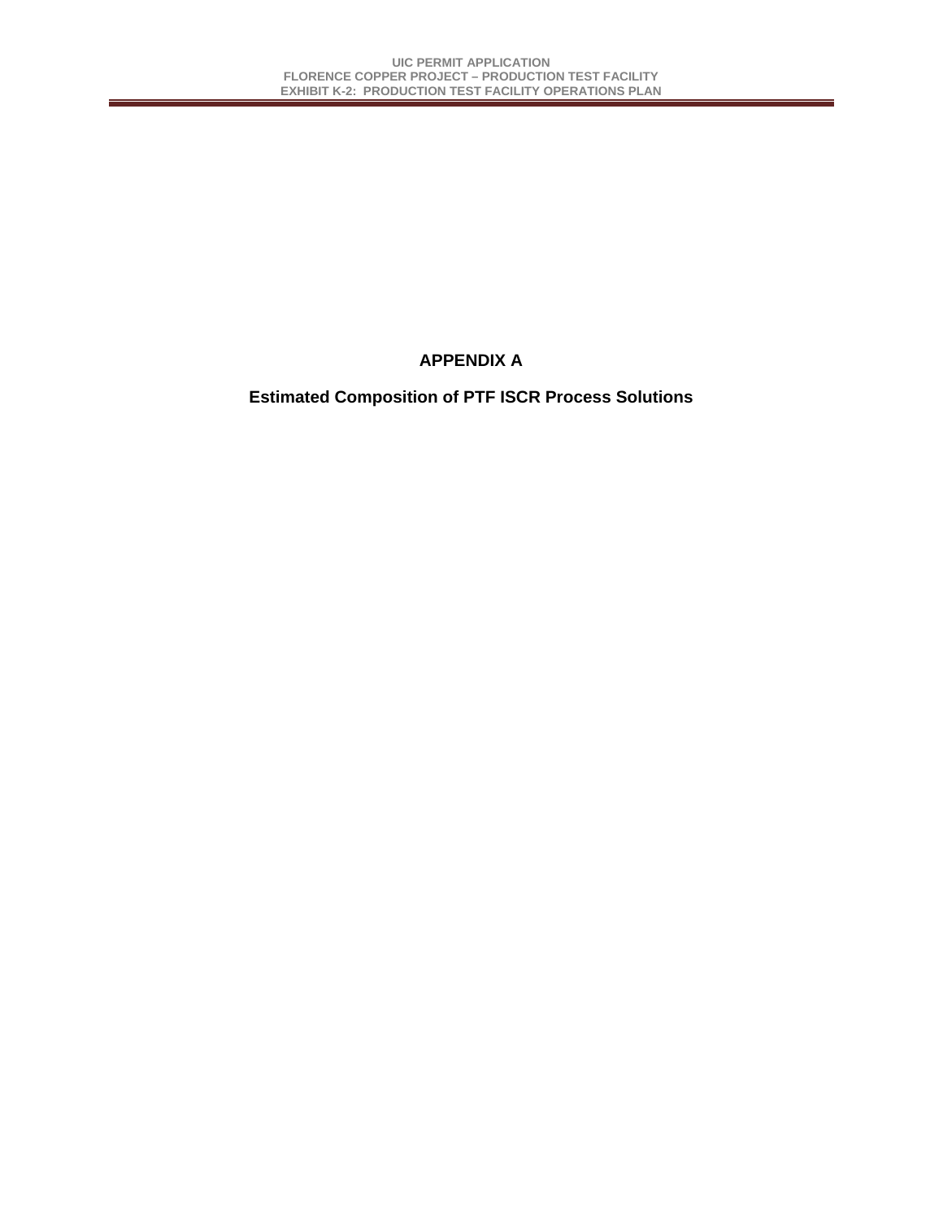# APPENDIX A

## Estimated Composition of PTF ISCR Process Solutions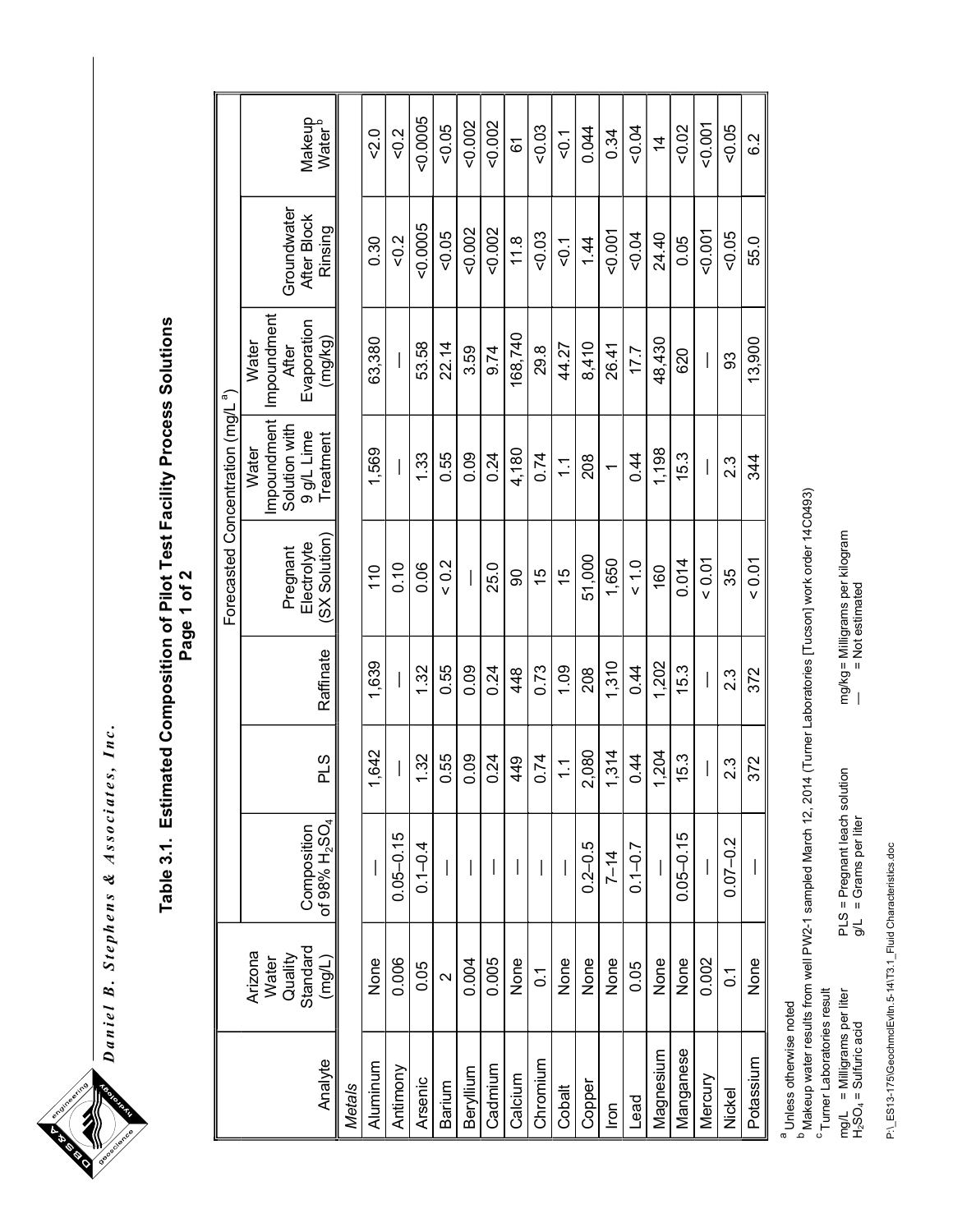# Table 3.1. Estimated Composition of Pilot Test Facility Process Solutions

**Page 1 of 2**

| Analyte | Arizona Water Quality Standard (mg/L) | Forecasted Concentration (mg/L[a]) | | | | | | | |
|---|---|---|---|---|---|---|---|---|---|
| | | Composition of 98% $H_2SO_4$ | PLS | Raffinate | Pregnant Electrolyte (SX Solution) | Water Impoundment Solution with 9 g/L Lime Treatment | Water Impoundment After Evaporation (mg/kg) | Groundwater After Block Rinsing | Makeup Water[b] |
| *Metals* | | | | | | | | | |
| Aluminum | None | — | 1,642 | 1,639 | 110 | 1,569 | 63,380 | 0.30 | <2.0 |
| Antimony | 0.006 | 0.05–0.15 | — | — | 0.10 | — | — | <0.2 | <0.2 |
| Arsenic | 0.05 | 0.1–0.4 | 1.32 | 1.32 | 0.06 | 1.33 | 53.58 | <0.0005 | <0.0005 |
| Barium | 2 | — | 0.55 | 0.55 | < 0.2 | 0.55 | 22.14 | <0.05 | <0.05 |
| Beryllium | 0.004 | — | 0.09 | 0.09 | — | 0.09 | 3.59 | <0.002 | <0.002 |
| Cadmium | 0.005 | — | 0.24 | 0.24 | 25.0 | 0.24 | 9.74 | <0.002 | <0.002 |
| Calcium | None | — | 449 | 448 | 90 | 4,180 | 168,740 | 11.8 | 61 |
| Chromium | 0.1 | — | 0.74 | 0.73 | 15 | 0.74 | 29.8 | <0.03 | <0.03 |
| Cobalt | None | — | 1.1 | 1.09 | 15 | 1.1 | 44.27 | <0.1 | <0.1 |
| Copper | None | 0.2–0.5 | 2,080 | 208 | 51,000 | 208 | 8,410 | 1.44 | 0.044 |
| Iron | None | 7–14 | 1,314 | 1,310 | 1,650 | 1 | 26.41 | <0.001 | 0.34 |
| Lead | 0.05 | 0.1–0.7 | 0.44 | 0.44 | < 1.0 | 0.44 | 17.7 | <0.04 | <0.04 |
| Magnesium | None | — | 1,204 | 1,202 | 160 | 1,198 | 48,430 | 24.40 | 14 |
| Manganese | None | 0.05–0.15 | 15.3 | 15.3 | 0.014 | 15.3 | 620 | 0.05 | <0.02 |
| Mercury | 0.002 | — | — | — | < 0.01 | — | — | <0.001 | <0.001 |
| Nickel | 0.1 | 0.07–0.2 | 2.3 | 2.3 | 35 | 2.3 | 93 | <0.05 | <0.05 |
| Potassium | None | — | 372 | 372 | < 0.01 | 344 | 13,900 | 55.0 | 6.2 |

[a] Unless otherwise noted
[b] Makeup water results from well PW2-1 sampled March 12, 2014 (Turner Laboratories [Tucson] work order 14C0493)
[c] Turner Laboratories result

mg/L = Milligrams per liter
$H_2SO_4$ = Sulfuric acid
PLS = Pregnant leach solution
g/L = Grams per liter
mg/kg = Milligrams per kilogram
— = Not estimated

P:\_ES13-175\GeochmclEvltn.5-14\T3.1_Fluid Characteristics.doc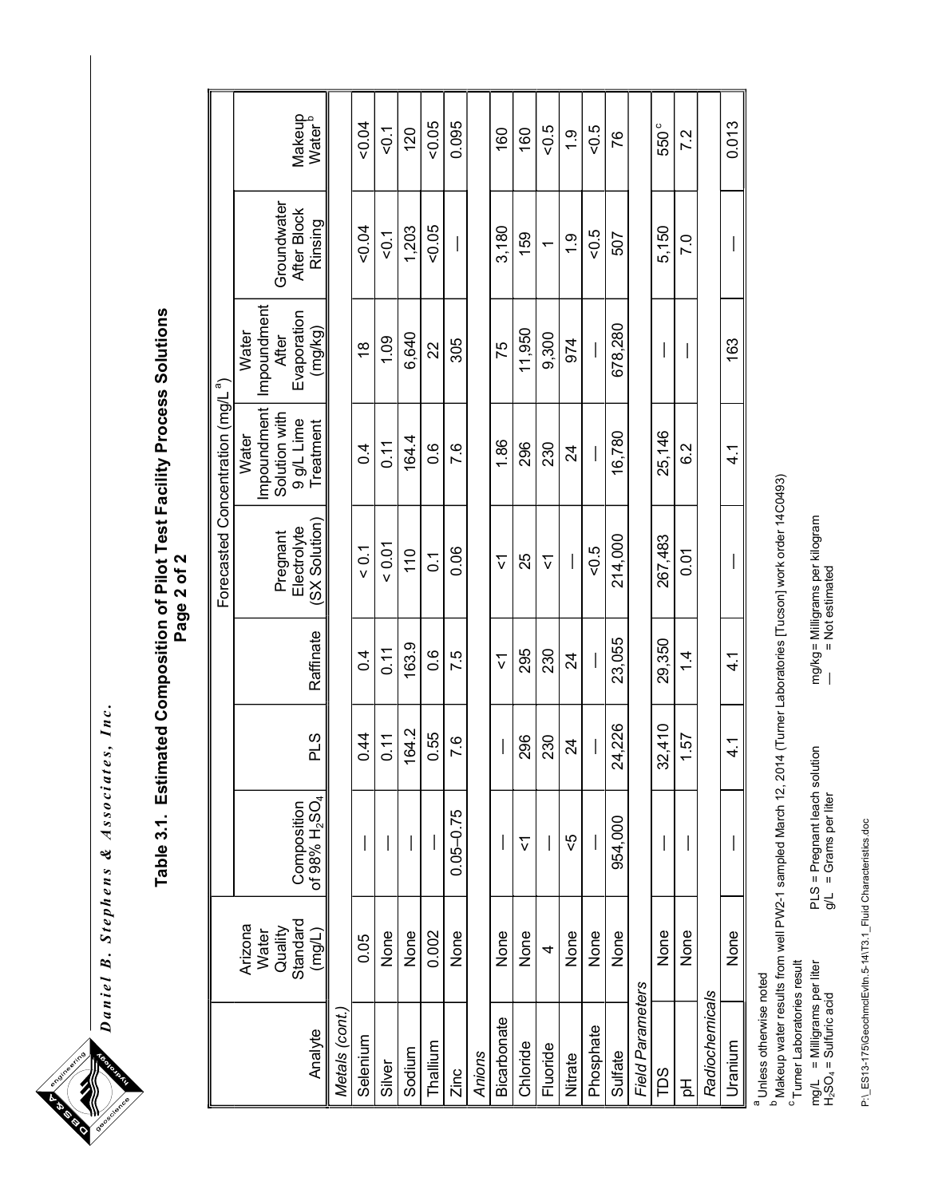## Table 3.1. Estimated Composition of Pilot Test Facility Process Solutions
### Page 2 of 2

| Analyte | Arizona Water Quality Standard (mg/L) | Forecasted Concentration (mg/L [a]) | | | | | | | |
|---|---|---|---|---|---|---|---|---|---|
| | | Composition of 98% $H_2SO_4$ | PLS | Raffinate | Pregnant Electrolyte (SX Solution) | Water Impoundment Solution with 9 g/L Lime Treatment | Water Impoundment After Evaporation (mg/kg) | Groundwater After Block Rinsing | Makeup Water[b] |
| *Metals (cont.)* | | | | | | | | | |
| Selenium | 0.05 | — | 0.44 | 0.4 | < 0.1 | 0.4 | 18 | <0.04 | <0.04 |
| Silver | None | — | 0.11 | 0.11 | < 0.01 | 0.11 | 1.09 | <0.1 | <0.1 |
| Sodium | None | — | 164.2 | 163.9 | 110 | 164.4 | 6,640 | 1,203 | 120 |
| Thallium | 0.002 | — | 0.55 | 0.6 | 0.1 | 0.6 | 22 | <0.05 | <0.05 |
| Zinc | None | 0.05–0.75 | 7.6 | 7.5 | 0.06 | 7.6 | 305 | — | 0.095 |
| *Anions* | | | | | | | | | |
| Bicarbonate | None | — | — | <1 | <1 | 1.86 | 75 | 3,180 | 160 |
| Chloride | None | <1 | 296 | 295 | 25 | 296 | 11,950 | 159 | 160 |
| Fluoride | 4 | — | 230 | 230 | <1 | 230 | 9,300 | 1 | <0.5 |
| Nitrate | None | <5 | 24 | 24 | — | 24 | 974 | 1.9 | 1.9 |
| Phosphate | None | — | — | — | <0.5 | — | — | <0.5 | <0.5 |
| Sulfate | None | 954,000 | 24,226 | 23,055 | 214,000 | 16,780 | 678,280 | 507 | 76 |
| *Field Parameters* | | | | | | | | | |
| TDS | None | — | 32,410 | 29,350 | 267,483 | 25,146 | — | 5,150 | 550[c] |
| pH | None | — | 1.57 | 1.4 | 0.01 | 6.2 | — | 7.0 | 7.2 |
| *Radiochemicals* | | | | | | | | | |
| Uranium | None | — | 4.1 | 4.1 | — | 4.1 | 163 | — | 0.013 |

[a] Unless otherwise noted
[b] Makeup water results from well PW2-1 sampled March 12, 2014 (Turner Laboratories [Tucson] work order 14C0493)
[c] Turner Laboratories result

mg/L = Milligrams per liter
$H_2SO_4$ = Sulfuric acid
PLS = Pregnant leach solution
g/L = Grams per liter
mg/kg = Milligrams per kilogram
— = Not estimated

P:\_ES13-175\GeochmclEvltn.5-14\T3.1_Fluid Characteristics.doc